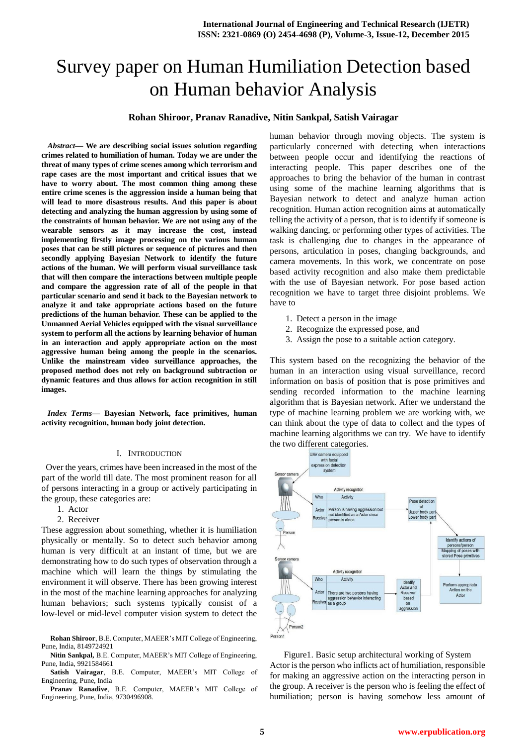# Survey paper on Human Humiliation Detection based on Human behavior Analysis

**Rohan Shiroor, Pranav Ranadive, Nitin Sankpal, Satish Vairagar**

***Abstract*— We are describing social issues solution regarding crimes related to humiliation of human. Today we are under the threat of many types of crime scenes among which terrorism and rape cases are the most important and critical issues that we have to worry about. The most common thing among these entire crime scenes is the aggression inside a human being that will lead to more disastrous results. And this paper is about detecting and analyzing the human aggression by using some of the constraints of human behavior. We are not using any of the wearable sensors as it may increase the cost, instead implementing firstly image processing on the various human poses that can be still pictures or sequence of pictures and then secondly applying Bayesian Network to identify the future actions of the human. We will perform visual surveillance task that will then compare the interactions between multiple people and compare the aggression rate of all of the people in that particular scenario and send it back to the Bayesian network to analyze it and take appropriate actions based on the future predictions of the human behavior. These can be applied to the Unmanned Aerial Vehicles equipped with the visual surveillance system to perform all the actions by learning behavior of human in an interaction and apply appropriate action on the most aggressive human being among the people in the scenarios. Unlike the mainstream video surveillance approaches, the proposed method does not rely on background subtraction or dynamic features and thus allows for action recognition in still images.**

***Index Terms*— Bayesian Network, face primitives, human activity recognition, human body joint detection.**

## I. Introduction

Over the years, crimes have been increased in the most of the part of the world till date. The most prominent reason for all of persons interacting in a group or actively participating in the group, these categories are:

1. Actor
2. Receiver

These aggression about something, whether it is humiliation physically or mentally. So to detect such behavior among human is very difficult at an instant of time, but we are demonstrating how to do such types of observation through a machine which will learn the things by stimulating the environment it will observe. There has been growing interest in the most of the machine learning approaches for analyzing human behaviors; such systems typically consist of a low-level or mid-level computer vision system to detect the human behavior through moving objects. The system is particularly concerned with detecting when interactions between people occur and identifying the reactions of interacting people. This paper describes one of the approaches to bring the behavior of the human in contrast using some of the machine learning algorithms that is Bayesian network to detect and analyze human action recognition. Human action recognition aims at automatically telling the activity of a person, that is to identify if someone is walking dancing, or performing other types of activities. The task is challenging due to changes in the appearance of persons, articulation in poses, changing backgrounds, and camera movements. In this work, we concentrate on pose based activity recognition and also make them predictable with the use of Bayesian network. For pose based action recognition we have to target three disjoint problems. We have to

1. Detect a person in the image
2. Recognize the expressed pose, and
3. Assign the pose to a suitable action category.

This system based on the recognizing the behavior of the human in an interaction using visual surveillance, record information on basis of position that is pose primitives and sending recorded information to the machine learning algorithm that is Bayesian network. After we understand the type of machine learning problem we are working with, we can think about the type of data to collect and the types of machine learning algorithms we can try. We have to identify the two different categories.

Figure1. Basic setup architectural working of System

Actor is the person who inflicts act of humiliation, responsible for making an aggressive action on the interacting person in the group. A receiver is the person who is feeling the effect of humiliation; person is having somehow less amount of

**Rohan Shiroor**, B.E. Computer, MAEER's MIT College of Engineering, Pune, India, 8149724921

**Nitin Sankpal,** B.E. Computer, MAEER's MIT College of Engineering, Pune, India, 9921584661

**Satish Vairagar**, B.E. Computer, MAEER's MIT College of Engineering, Pune, India

**Pranav Ranadive**, B.E. Computer, MAEER's MIT College of Engineering, Pune, India, 9730496908.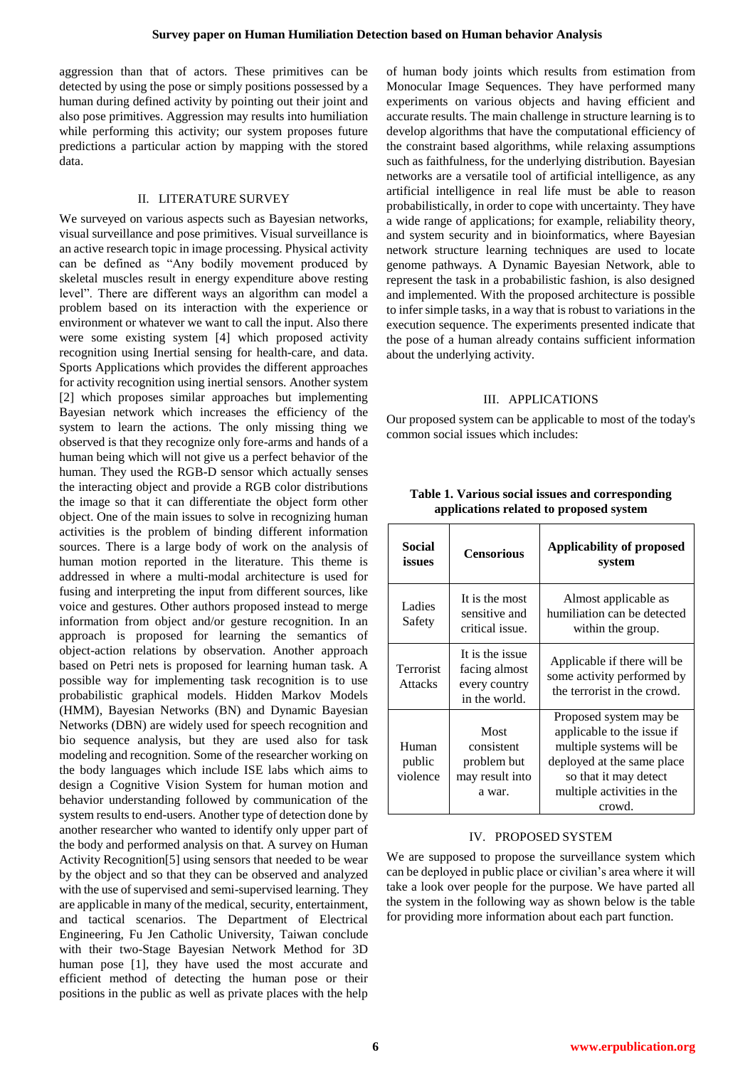aggression than that of actors. These primitives can be detected by using the pose or simply positions possessed by a human during defined activity by pointing out their joint and also pose primitives. Aggression may results into humiliation while performing this activity; our system proposes future predictions a particular action by mapping with the stored data.

## II. LITERATURE SURVEY

We surveyed on various aspects such as Bayesian networks, visual surveillance and pose primitives. Visual surveillance is an active research topic in image processing. Physical activity can be defined as "Any bodily movement produced by skeletal muscles result in energy expenditure above resting level". There are different ways an algorithm can model a problem based on its interaction with the experience or environment or whatever we want to call the input. Also there were some existing system [4] which proposed activity recognition using Inertial sensing for health-care, and data. Sports Applications which provides the different approaches for activity recognition using inertial sensors. Another system [2] which proposes similar approaches but implementing Bayesian network which increases the efficiency of the system to learn the actions. The only missing thing we observed is that they recognize only fore-arms and hands of a human being which will not give us a perfect behavior of the human. They used the RGB-D sensor which actually senses the interacting object and provide a RGB color distributions the image so that it can differentiate the object form other object. One of the main issues to solve in recognizing human activities is the problem of binding different information sources. There is a large body of work on the analysis of human motion reported in the literature. This theme is addressed in where a multi-modal architecture is used for fusing and interpreting the input from different sources, like voice and gestures. Other authors proposed instead to merge information from object and/or gesture recognition. In an approach is proposed for learning the semantics of object-action relations by observation. Another approach based on Petri nets is proposed for learning human task. A possible way for implementing task recognition is to use probabilistic graphical models. Hidden Markov Models (HMM), Bayesian Networks (BN) and Dynamic Bayesian Networks (DBN) are widely used for speech recognition and bio sequence analysis, but they are used also for task modeling and recognition. Some of the researcher working on the body languages which include ISE labs which aims to design a Cognitive Vision System for human motion and behavior understanding followed by communication of the system results to end-users. Another type of detection done by another researcher who wanted to identify only upper part of the body and performed analysis on that. A survey on Human Activity Recognition[5] using sensors that needed to be wear by the object and so that they can be observed and analyzed with the use of supervised and semi-supervised learning. They are applicable in many of the medical, security, entertainment, and tactical scenarios. The Department of Electrical Engineering, Fu Jen Catholic University, Taiwan conclude with their two-Stage Bayesian Network Method for 3D human pose [1], they have used the most accurate and efficient method of detecting the human pose or their positions in the public as well as private places with the help of human body joints which results from estimation from Monocular Image Sequences. They have performed many experiments on various objects and having efficient and accurate results. The main challenge in structure learning is to develop algorithms that have the computational efficiency of the constraint based algorithms, while relaxing assumptions such as faithfulness, for the underlying distribution. Bayesian networks are a versatile tool of artificial intelligence, as any artificial intelligence in real life must be able to reason probabilistically, in order to cope with uncertainty. They have a wide range of applications; for example, reliability theory, and system security and in bioinformatics, where Bayesian network structure learning techniques are used to locate genome pathways. A Dynamic Bayesian Network, able to represent the task in a probabilistic fashion, is also designed and implemented. With the proposed architecture is possible to infer simple tasks, in a way that is robust to variations in the execution sequence. The experiments presented indicate that the pose of a human already contains sufficient information about the underlying activity.

## III. APPLICATIONS

Our proposed system can be applicable to most of the today's common social issues which includes:

**Table 1. Various social issues and corresponding applications related to proposed system**

| Social issues | Censorious | Applicability of proposed system |
|---|---|---|
| Ladies Safety | It is the most sensitive and critical issue. | Almost applicable as humiliation can be detected within the group. |
| Terrorist Attacks | It is the issue facing almost every country in the world. | Applicable if there will be some activity performed by the terrorist in the crowd. |
| Human public violence | Most consistent problem but may result into a war. | Proposed system may be applicable to the issue if multiple systems will be deployed at the same place so that it may detect multiple activities in the crowd. |

## IV. PROPOSED SYSTEM

We are supposed to propose the surveillance system which can be deployed in public place or civilian's area where it will take a look over people for the purpose. We have parted all the system in the following way as shown below is the table for providing more information about each part function.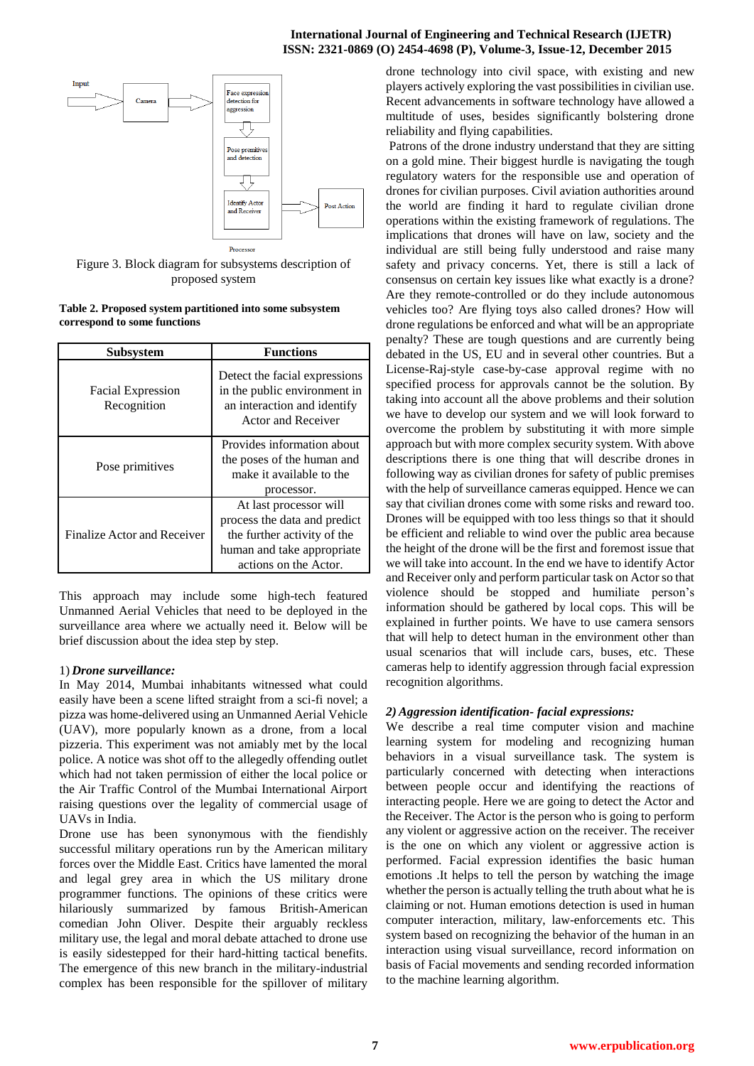Figure 3. Block diagram for subsystems description of proposed system

**Table 2. Proposed system partitioned into some subsystem correspond to some functions**

| Subsystem | Functions |
|---|---|
| Facial Expression Recognition | Detect the facial expressions in the public environment in an interaction and identify Actor and Receiver |
| Pose primitives | Provides information about the poses of the human and make it available to the processor. |
| Finalize Actor and Receiver | At last processor will process the data and predict the further activity of the human and take appropriate actions on the Actor. |

This approach may include some high-tech featured Unmanned Aerial Vehicles that need to be deployed in the surveillance area where we actually need it. Below will be brief discussion about the idea step by step.

1) ***Drone surveillance:***

In May 2014, Mumbai inhabitants witnessed what could easily have been a scene lifted straight from a sci-fi novel; a pizza was home-delivered using an Unmanned Aerial Vehicle (UAV), more popularly known as a drone, from a local pizzeria. This experiment was not amiably met by the local police. A notice was shot off to the allegedly offending outlet which had not taken permission of either the local police or the Air Traffic Control of the Mumbai International Airport raising questions over the legality of commercial usage of UAVs in India.

Drone use has been synonymous with the fiendishly successful military operations run by the American military forces over the Middle East. Critics have lamented the moral and legal grey area in which the US military drone programmer functions. The opinions of these critics were hilariously summarized by famous British-American comedian John Oliver. Despite their arguably reckless military use, the legal and moral debate attached to drone use is easily sidestepped for their hard-hitting tactical benefits. The emergence of this new branch in the military-industrial complex has been responsible for the spillover of military drone technology into civil space, with existing and new players actively exploring the vast possibilities in civilian use. Recent advancements in software technology have allowed a multitude of uses, besides significantly bolstering drone reliability and flying capabilities.

Patrons of the drone industry understand that they are sitting on a gold mine. Their biggest hurdle is navigating the tough regulatory waters for the responsible use and operation of drones for civilian purposes. Civil aviation authorities around the world are finding it hard to regulate civilian drone operations within the existing framework of regulations. The implications that drones will have on law, society and the individual are still being fully understood and raise many safety and privacy concerns. Yet, there is still a lack of consensus on certain key issues like what exactly is a drone? Are they remote-controlled or do they include autonomous vehicles too? Are flying toys also called drones? How will drone regulations be enforced and what will be an appropriate penalty? These are tough questions and are currently being debated in the US, EU and in several other countries. But a License-Raj-style case-by-case approval regime with no specified process for approvals cannot be the solution. By taking into account all the above problems and their solution we have to develop our system and we will look forward to overcome the problem by substituting it with more simple approach but with more complex security system. With above descriptions there is one thing that will describe drones in following way as civilian drones for safety of public premises with the help of surveillance cameras equipped. Hence we can say that civilian drones come with some risks and reward too. Drones will be equipped with too less things so that it should be efficient and reliable to wind over the public area because the height of the drone will be the first and foremost issue that we will take into account. In the end we have to identify Actor and Receiver only and perform particular task on Actor so that violence should be stopped and humiliate person's information should be gathered by local cops. This will be explained in further points. We have to use camera sensors that will help to detect human in the environment other than usual scenarios that will include cars, buses, etc. These cameras help to identify aggression through facial expression recognition algorithms.

***2) Aggression identification- facial expressions:***

We describe a real time computer vision and machine learning system for modeling and recognizing human behaviors in a visual surveillance task. The system is particularly concerned with detecting when interactions between people occur and identifying the reactions of interacting people. Here we are going to detect the Actor and the Receiver. The Actor is the person who is going to perform any violent or aggressive action on the receiver. The receiver is the one on which any violent or aggressive action is performed. Facial expression identifies the basic human emotions .It helps to tell the person by watching the image whether the person is actually telling the truth about what he is claiming or not. Human emotions detection is used in human computer interaction, military, law-enforcements etc. This system based on recognizing the behavior of the human in an interaction using visual surveillance, record information on basis of Facial movements and sending recorded information to the machine learning algorithm.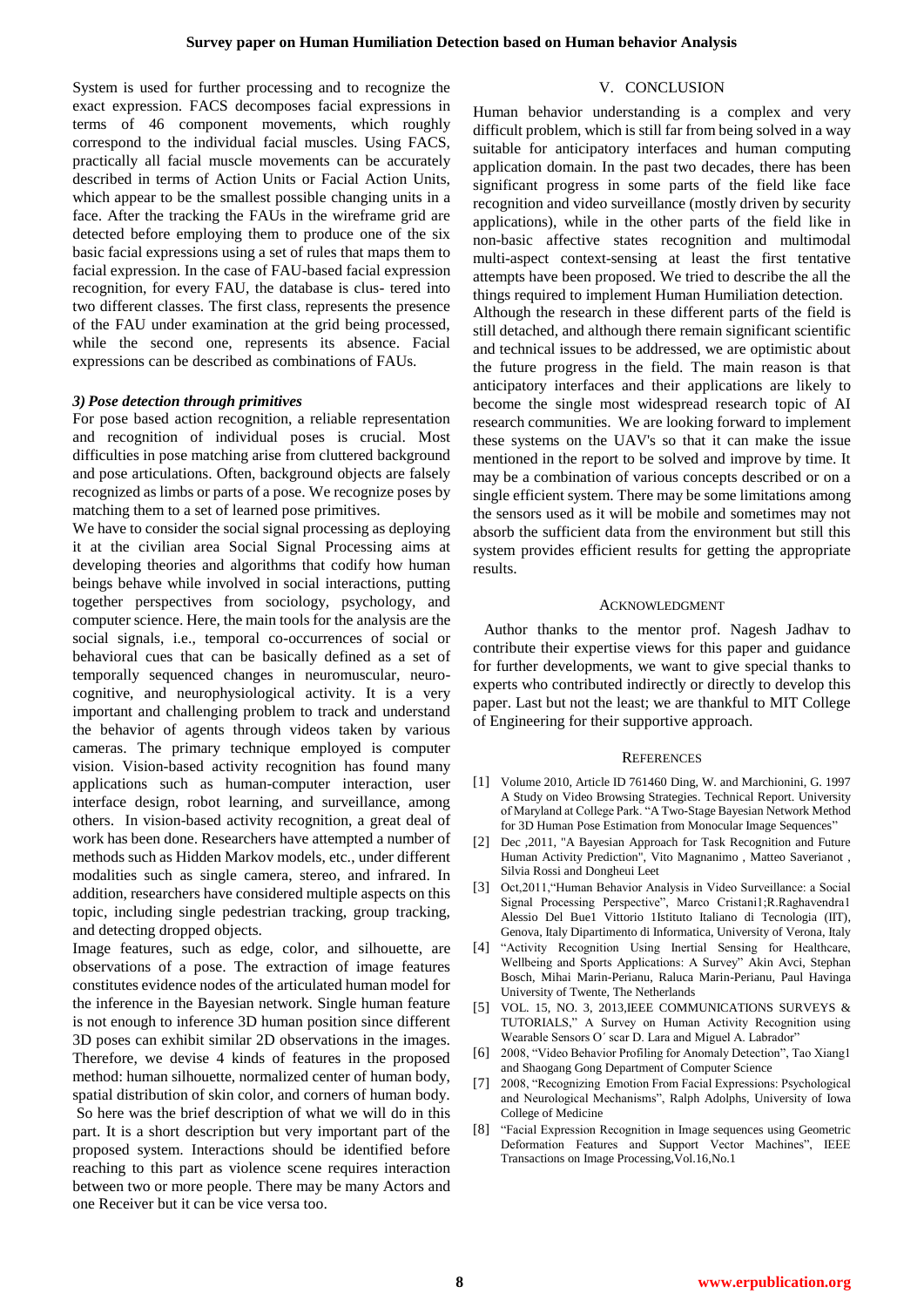System is used for further processing and to recognize the exact expression. FACS decomposes facial expressions in terms of 46 component movements, which roughly correspond to the individual facial muscles. Using FACS, practically all facial muscle movements can be accurately described in terms of Action Units or Facial Action Units, which appear to be the smallest possible changing units in a face. After the tracking the FAUs in the wireframe grid are detected before employing them to produce one of the six basic facial expressions using a set of rules that maps them to facial expression. In the case of FAU-based facial expression recognition, for every FAU, the database is clus- tered into two different classes. The first class, represents the presence of the FAU under examination at the grid being processed, while the second one, represents its absence. Facial expressions can be described as combinations of FAUs.

### *3) Pose detection through primitives*

For pose based action recognition, a reliable representation and recognition of individual poses is crucial. Most difficulties in pose matching arise from cluttered background and pose articulations. Often, background objects are falsely recognized as limbs or parts of a pose. We recognize poses by matching them to a set of learned pose primitives.

We have to consider the social signal processing as deploying it at the civilian area Social Signal Processing aims at developing theories and algorithms that codify how human beings behave while involved in social interactions, putting together perspectives from sociology, psychology, and computer science. Here, the main tools for the analysis are the social signals, i.e., temporal co-occurrences of social or behavioral cues that can be basically defined as a set of temporally sequenced changes in neuromuscular, neuro-cognitive, and neurophysiological activity. It is a very important and challenging problem to track and understand the behavior of agents through videos taken by various cameras. The primary technique employed is computer vision. Vision-based activity recognition has found many applications such as human-computer interaction, user interface design, robot learning, and surveillance, among others. In vision-based activity recognition, a great deal of work has been done. Researchers have attempted a number of methods such as Hidden Markov models, etc., under different modalities such as single camera, stereo, and infrared. In addition, researchers have considered multiple aspects on this topic, including single pedestrian tracking, group tracking, and detecting dropped objects.

Image features, such as edge, color, and silhouette, are observations of a pose. The extraction of image features constitutes evidence nodes of the articulated human model for the inference in the Bayesian network. Single human feature is not enough to inference 3D human position since different 3D poses can exhibit similar 2D observations in the images. Therefore, we devise 4 kinds of features in the proposed method: human silhouette, normalized center of human body, spatial distribution of skin color, and corners of human body.

So here was the brief description of what we will do in this part. It is a short description but very important part of the proposed system. Interactions should be identified before reaching to this part as violence scene requires interaction between two or more people. There may be many Actors and one Receiver but it can be vice versa too.

## V. CONCLUSION

Human behavior understanding is a complex and very difficult problem, which is still far from being solved in a way suitable for anticipatory interfaces and human computing application domain. In the past two decades, there has been significant progress in some parts of the field like face recognition and video surveillance (mostly driven by security applications), while in the other parts of the field like in non-basic affective states recognition and multimodal multi-aspect context-sensing at least the first tentative attempts have been proposed. We tried to describe the all the things required to implement Human Humiliation detection.

Although the research in these different parts of the field is still detached, and although there remain significant scientific and technical issues to be addressed, we are optimistic about the future progress in the field. The main reason is that anticipatory interfaces and their applications are likely to become the single most widespread research topic of AI research communities. We are looking forward to implement these systems on the UAV's so that it can make the issue mentioned in the report to be solved and improve by time. It may be a combination of various concepts described or on a single efficient system. There may be some limitations among the sensors used as it will be mobile and sometimes may not absorb the sufficient data from the environment but still this system provides efficient results for getting the appropriate results.

## ACKNOWLEDGMENT

Author thanks to the mentor prof. Nagesh Jadhav to contribute their expertise views for this paper and guidance for further developments, we want to give special thanks to experts who contributed indirectly or directly to develop this paper. Last but not the least; we are thankful to MIT College of Engineering for their supportive approach.

## REFERENCES

[1] Volume 2010, Article ID 761460 Ding, W. and Marchionini, G. 1997 A Study on Video Browsing Strategies. Technical Report. University of Maryland at College Park. "A Two-Stage Bayesian Network Method for 3D Human Pose Estimation from Monocular Image Sequences"

[2] Dec ,2011, "A Bayesian Approach for Task Recognition and Future Human Activity Prediction", Vito Magnanimo , Matteo Saverianot , Silvia Rossi and Dongheui Leet

[3] Oct,2011,"Human Behavior Analysis in Video Surveillance: a Social Signal Processing Perspective", Marco Cristani1;R.Raghavendra1 Alessio Del Bue1 Vittorio 1Istituto Italiano di Tecnologia (IIT), Genova, Italy Dipartimento di Informatica, University of Verona, Italy

[4] "Activity Recognition Using Inertial Sensing for Healthcare, Wellbeing and Sports Applications: A Survey" Akin Avci, Stephan Bosch, Mihai Marin-Perianu, Raluca Marin-Perianu, Paul Havinga University of Twente, The Netherlands

[5] VOL. 15, NO. 3, 2013,IEEE COMMUNICATIONS SURVEYS & TUTORIALS," A Survey on Human Activity Recognition using Wearable Sensors O´ scar D. Lara and Miguel A. Labrador"

[6] 2008, "Video Behavior Profiling for Anomaly Detection", Tao Xiang1 and Shaogang Gong Department of Computer Science

[7] 2008, "Recognizing Emotion From Facial Expressions: Psychological and Neurological Mechanisms", Ralph Adolphs, University of Iowa College of Medicine

[8] "Facial Expression Recognition in Image sequences using Geometric Deformation Features and Support Vector Machines", IEEE Transactions on Image Processing,Vol.16,No.1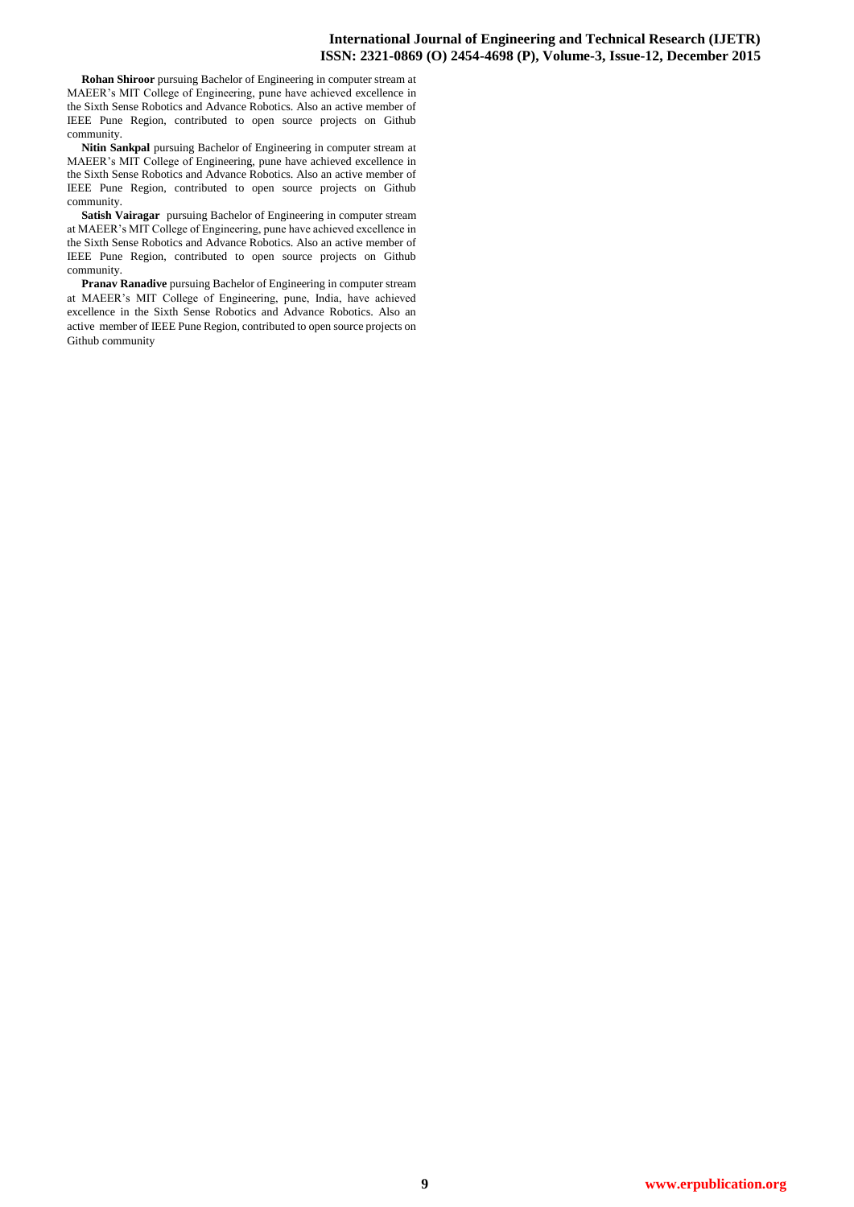**Rohan Shiroor** pursuing Bachelor of Engineering in computer stream at MAEER's MIT College of Engineering, pune have achieved excellence in the Sixth Sense Robotics and Advance Robotics. Also an active member of IEEE Pune Region, contributed to open source projects on Github community.

**Nitin Sankpal** pursuing Bachelor of Engineering in computer stream at MAEER's MIT College of Engineering, pune have achieved excellence in the Sixth Sense Robotics and Advance Robotics. Also an active member of IEEE Pune Region, contributed to open source projects on Github community.

**Satish Vairagar** pursuing Bachelor of Engineering in computer stream at MAEER's MIT College of Engineering, pune have achieved excellence in the Sixth Sense Robotics and Advance Robotics. Also an active member of IEEE Pune Region, contributed to open source projects on Github community.

**Pranav Ranadive** pursuing Bachelor of Engineering in computer stream at MAEER's MIT College of Engineering, pune, India, have achieved excellence in the Sixth Sense Robotics and Advance Robotics. Also an active member of IEEE Pune Region, contributed to open source projects on Github community